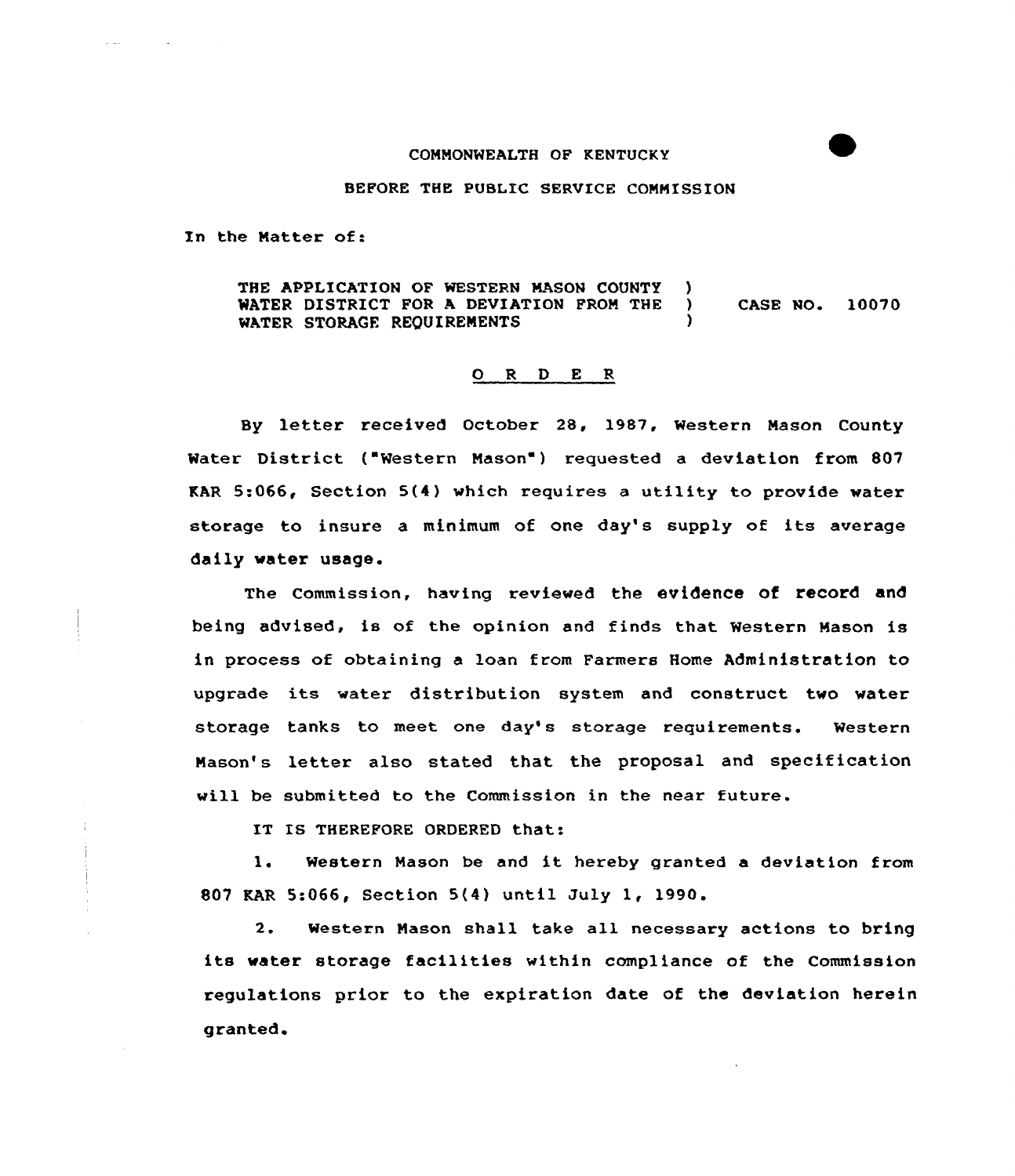COMMONWEALTH OF KENTUCKY

BEFORE THE PUBLIC SERVICE COMMISSION

In the Matter of:

THE APPLICATION OF WESTERN MASON COUNTY )
WATER DISTRICT FOR A DEVIATION FROM THE ) CASE NO. 10070
WATER STORAGE REQUIREMENTS )

## O R D E R

By letter received October 28, 1987, Western Mason County Water District ("Western Mason") requested a deviation from 807 KAR 5:066, Section 5(4) which requires a utility to provide water storage to insure a minimum of one day's supply of its average daily water usage.

The Commission, having reviewed the evidence of record and being advised, is of the opinion and finds that Western Mason is in process of obtaining a loan from Farmers Home Administration to upgrade its water distribution system and construct two water storage tanks to meet one day's storage requirements. Western Mason's letter also stated that the proposal and specification will be submitted to the Commission in the near future.

IT IS THEREFORE ORDERED that:

1. Western Mason be and it hereby granted a deviation from 807 KAR 5:066, Section 5(4) until July 1, 1990.

2. Western Mason shall take all necessary actions to bring its water storage facilities within compliance of the Commission regulations prior to the expiration date of the deviation herein granted.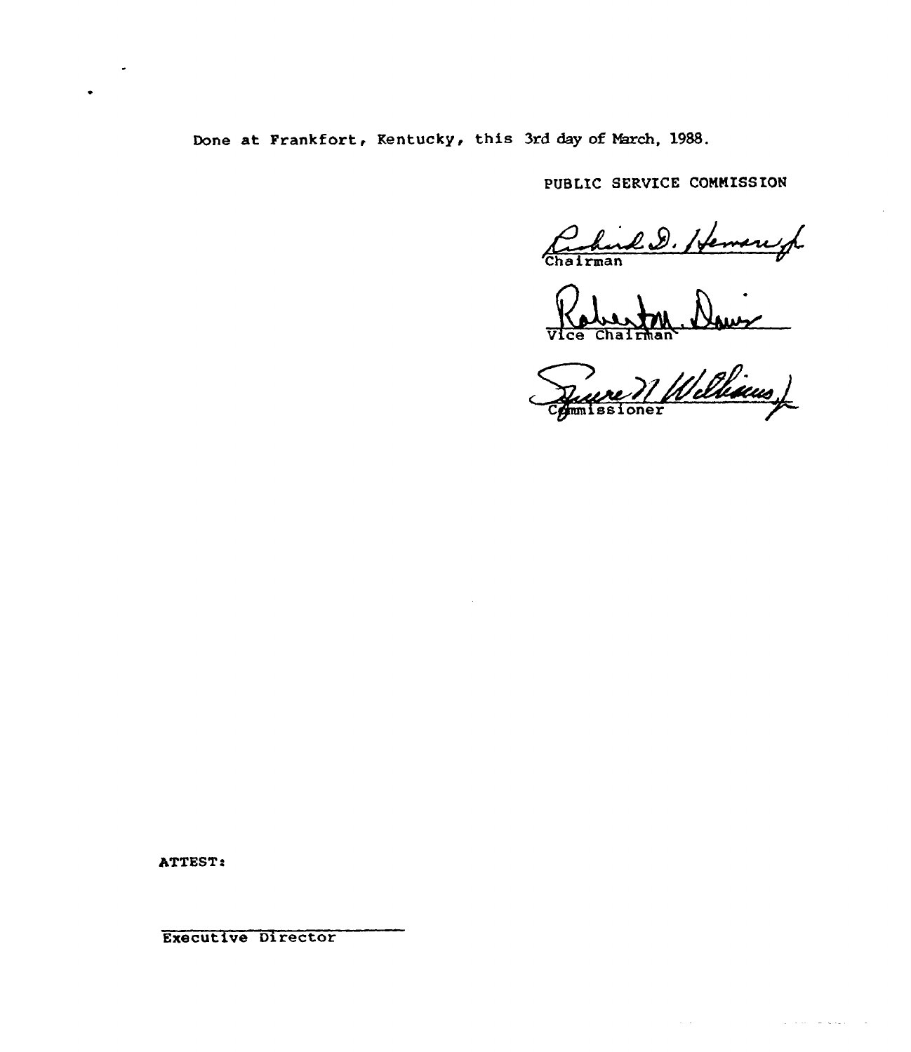Done at Frankfort, Kentucky, this 3rd day of March, 1988.

PUBLIC SERVICE COMMISSION

Chairman

Vice Chairman

Commissioner

ATTEST:

Executive Director